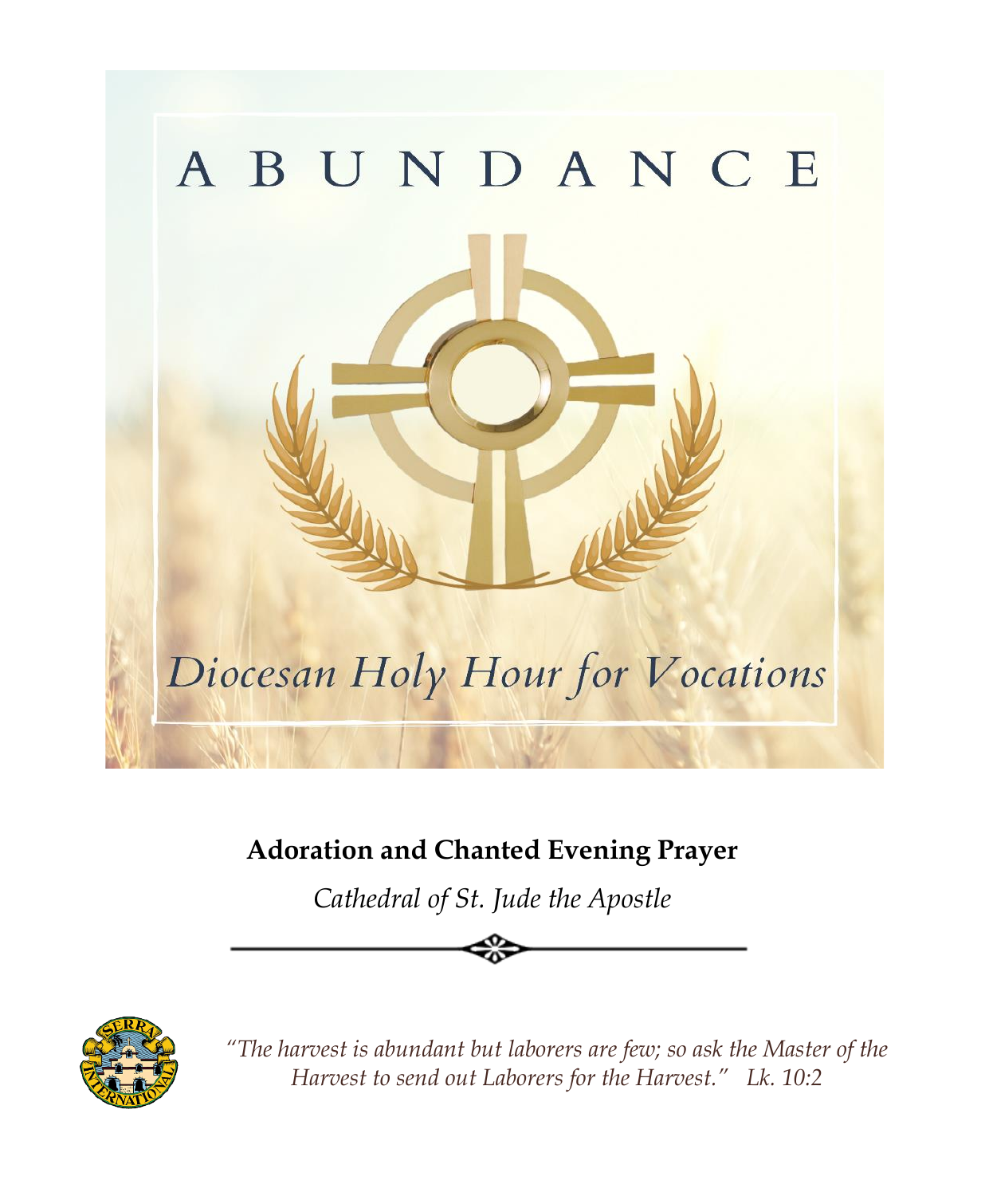# ABUNDANCE

## *Diocesan Holy Hour for Vocations*

**Adoration and Chanted Evening Prayer**

*Cathedral of St. Jude the Apostle*

*"The harvest is abundant but laborers are few; so ask the Master of the Harvest to send out Laborers for the Harvest." Lk. 10:2*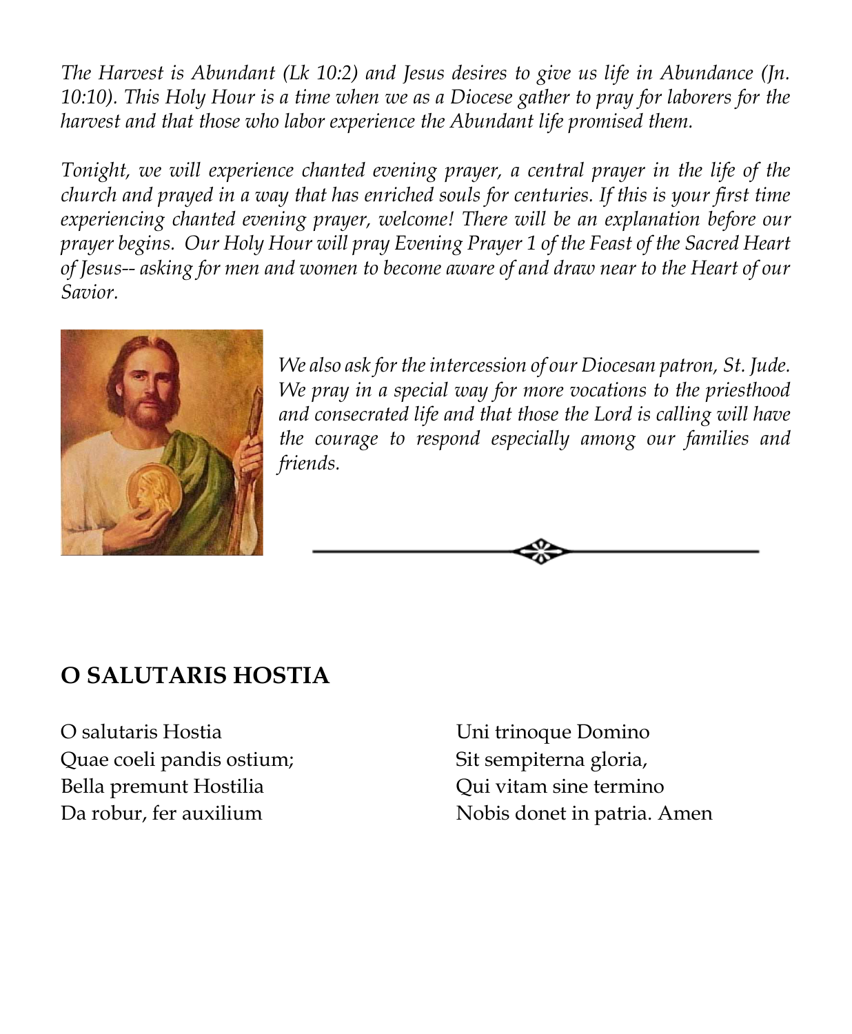*The Harvest is Abundant (Lk 10:2) and Jesus desires to give us life in Abundance (Jn. 10:10). This Holy Hour is a time when we as a Diocese gather to pray for laborers for the harvest and that those who labor experience the Abundant life promised them.*

*Tonight, we will experience chanted evening prayer, a central prayer in the life of the church and prayed in a way that has enriched souls for centuries. If this is your first time experiencing chanted evening prayer, welcome! There will be an explanation before our prayer begins. Our Holy Hour will pray Evening Prayer 1 of the Feast of the Sacred Heart of Jesus-- asking for men and women to become aware of and draw near to the Heart of our Savior.*

*We also ask for the intercession of our Diocesan patron, St. Jude. We pray in a special way for more vocations to the priesthood and consecrated life and that those the Lord is calling will have the courage to respond especially among our families and friends.*

## O SALUTARIS HOSTIA

O salutaris Hostia  
Quae coeli pandis ostium;  
Bella premunt Hostilia  
Da robur, fer auxilium

Uni trinoque Domino  
Sit sempiterna gloria,  
Qui vitam sine termino  
Nobis donet in patria. Amen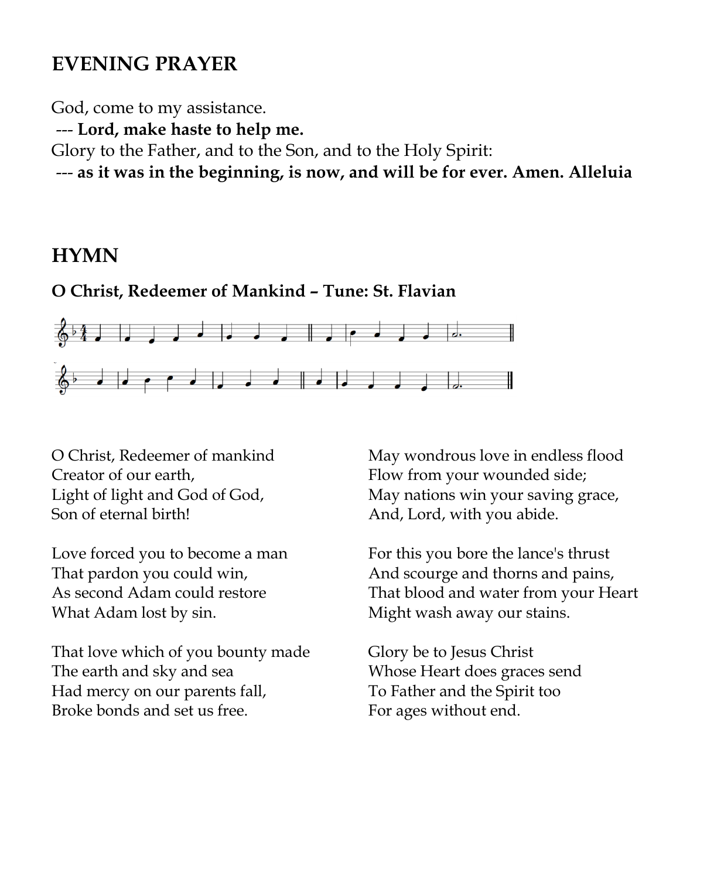## EVENING PRAYER

God, come to my assistance.
--- **Lord, make haste to help me.**
Glory to the Father, and to the Son, and to the Holy Spirit:
--- **as it was in the beginning, is now, and will be for ever. Amen. Alleluia**

## HYMN

**O Christ, Redeemer of Mankind – Tune: St. Flavian**

O Christ, Redeemer of mankind
Creator of our earth,
Light of light and God of God,
Son of eternal birth!

Love forced you to become a man
That pardon you could win,
As second Adam could restore
What Adam lost by sin.

That love which of you bounty made
The earth and sky and sea
Had mercy on our parents fall,
Broke bonds and set us free.

May wondrous love in endless flood
Flow from your wounded side;
May nations win your saving grace,
And, Lord, with you abide.

For this you bore the lance's thrust
And scourge and thorns and pains,
That blood and water from your Heart
Might wash away our stains.

Glory be to Jesus Christ
Whose Heart does graces send
To Father and the Spirit too
For ages without end.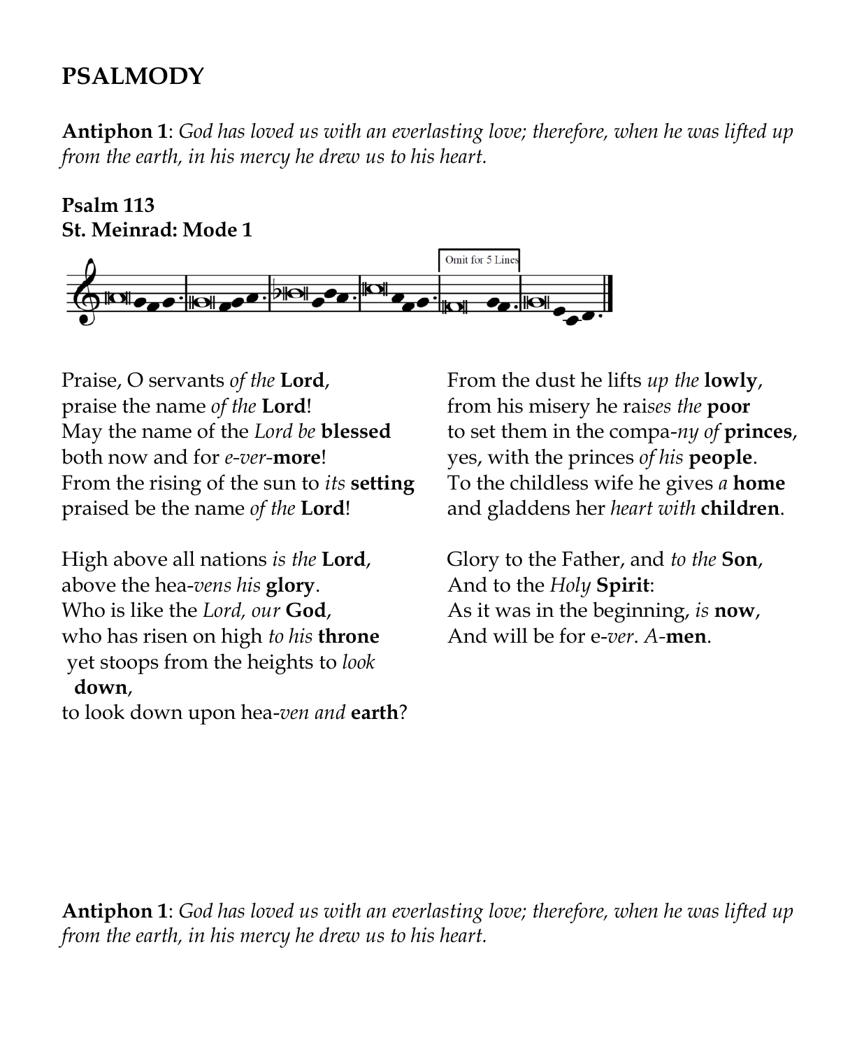## PSALMODY

**Antiphon 1**: *God has loved us with an everlasting love; therefore, when he was lifted up from the earth, in his mercy he drew us to his heart.*

**Psalm 113**
**St. Meinrad: Mode 1**

Omit for 5 Lines

Praise, O servants *of the* **Lord**,
praise the name *of the* **Lord**!
May the name of the *Lord be* **blessed**
both now and for *e-ver-***more**!
From the rising of the sun to *its* **setting**
praised be the name *of the* **Lord**!

High above all nations *is the* **Lord**,
above the hea-*vens his* **glory**.
Who is like the *Lord, our* **God**,
who has risen on high *to his* **throne**
yet stoops from the heights to *look* **down**,
to look down upon hea-*ven and* **earth**?

From the dust he lifts *up the* **lowly**,
from his misery he rai*ses the* **poor**
to set them in the compa-*ny of* **princes**,
yes, with the princes *of his* **people**.
To the childless wife he gives *a* **home**
and gladdens her *heart with* **children**.

Glory to the Father, and *to the* **Son**,
And to the *Holy* **Spirit**:
As it was in the beginning, *is* **now**,
And will be for e-*ver*. *A-***men**.

**Antiphon 1**: *God has loved us with an everlasting love; therefore, when he was lifted up from the earth, in his mercy he drew us to his heart.*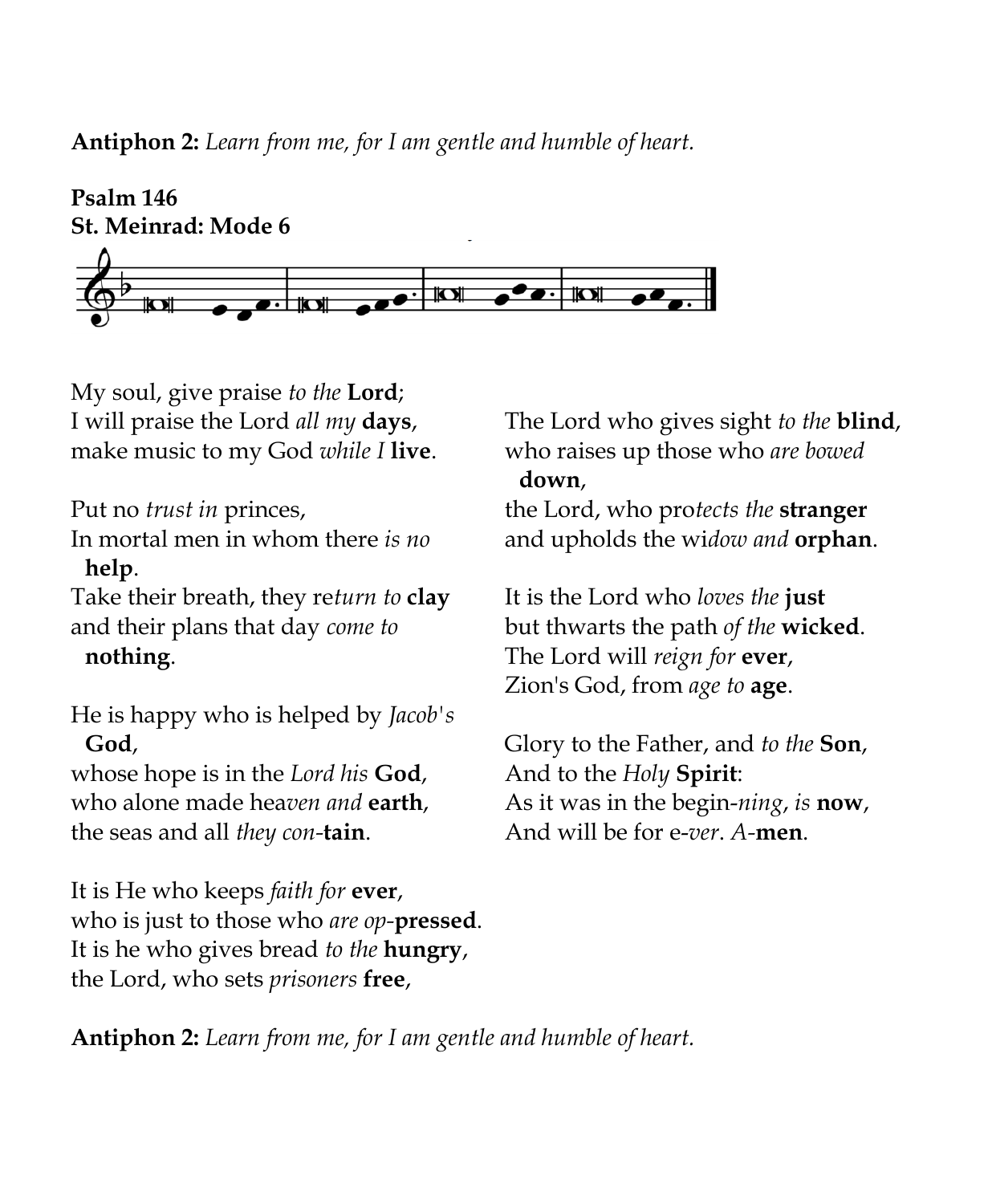**Antiphon 2:** *Learn from me, for I am gentle and humble of heart.*

**Psalm 146**
**St. Meinrad: Mode 6**

My soul, give praise *to the* **Lord**;
I will praise the Lord *all my* **days**,
make music to my God *while I* **live**.

Put no *trust in* princes,
In mortal men in whom there *is no* **help**.
Take their breath, they re*turn to* **clay**
and their plans that day *come to* **nothing**.

He is happy who is helped by *Jacob's* **God**,
whose hope is in the *Lord his* **God**,
who alone made hea*ven and* **earth**,
the seas and all *they con-***tain**.

It is He who keeps *faith for* **ever**,
who is just to those who *are op-***pressed**.
It is he who gives bread *to the* **hungry**,
the Lord, who sets *prisoners* **free**,

The Lord who gives sight *to the* **blind**,
who raises up those who *are bowed* **down**,
the Lord, who pro*tects the* **stranger**
and upholds the wi*dow and* **orphan**.

It is the Lord who *loves the* **just**
but thwarts the path *of the* **wicked**.
The Lord will *reign for* **ever**,
Zion's God, from *age to* **age**.

Glory to the Father, and *to the* **Son**,
And to the *Holy* **Spirit**:
As it was in the begin-*ning, is* **now**,
And will be for e-*ver. A-***men**.

**Antiphon 2:** *Learn from me, for I am gentle and humble of heart.*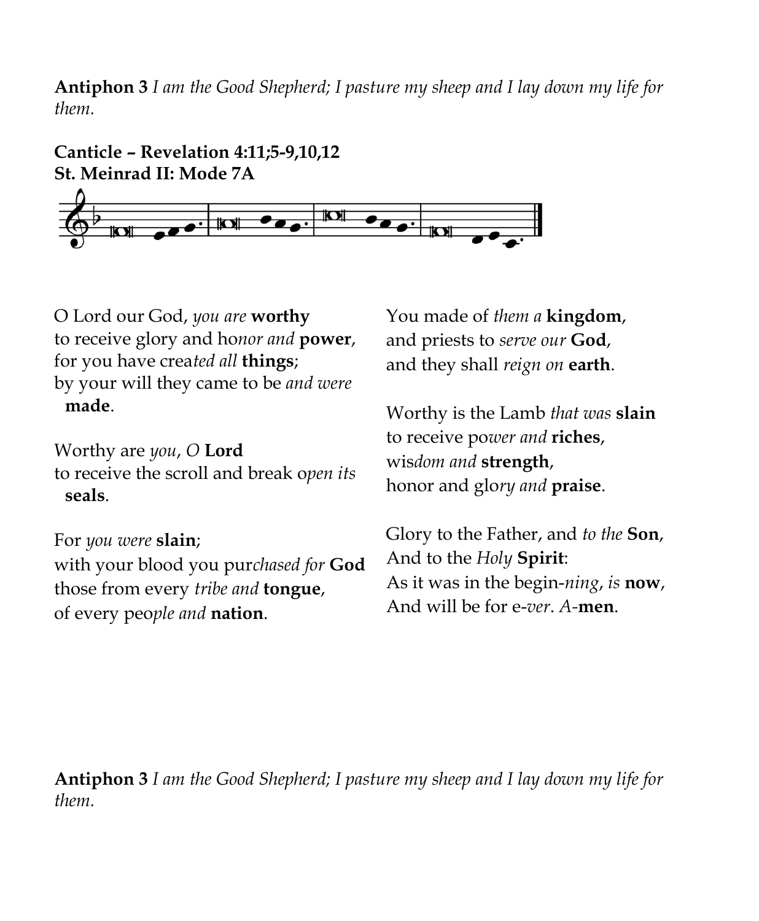**Antiphon 3** *I am the Good Shepherd; I pasture my sheep and I lay down my life for them.*

**Canticle – Revelation 4:11;5-9,10,12**
**St. Meinrad II: Mode 7A**

O Lord our God, *you are* **worthy**
to receive glory and ho*nor and* **power**,
for you have crea*ted all* **things**;
by your will they came to be *and were* **made**.

Worthy are *you, O* **Lord**
to receive the scroll and break o*pen its* **seals**.

For *you were* **slain**;
with your blood you pur*chased for* **God**
those from every *tribe and* **tongue**,
of every peo*ple and* **nation**.

You made of *them a* **kingdom**,
and priests to *serve our* **God**,
and they shall *reign on* **earth**.

Worthy is the Lamb *that was* **slain**
to receive po*wer and* **riches**,
wis*dom and* **strength**,
honor and glo*ry and* **praise**.

Glory to the Father, and *to the* **Son**,
And to the *Holy* **Spirit**:
As it was in the begin-*ning, is* **now**,
And will be for e-*ver. A-***men**.

**Antiphon 3** *I am the Good Shepherd; I pasture my sheep and I lay down my life for them.*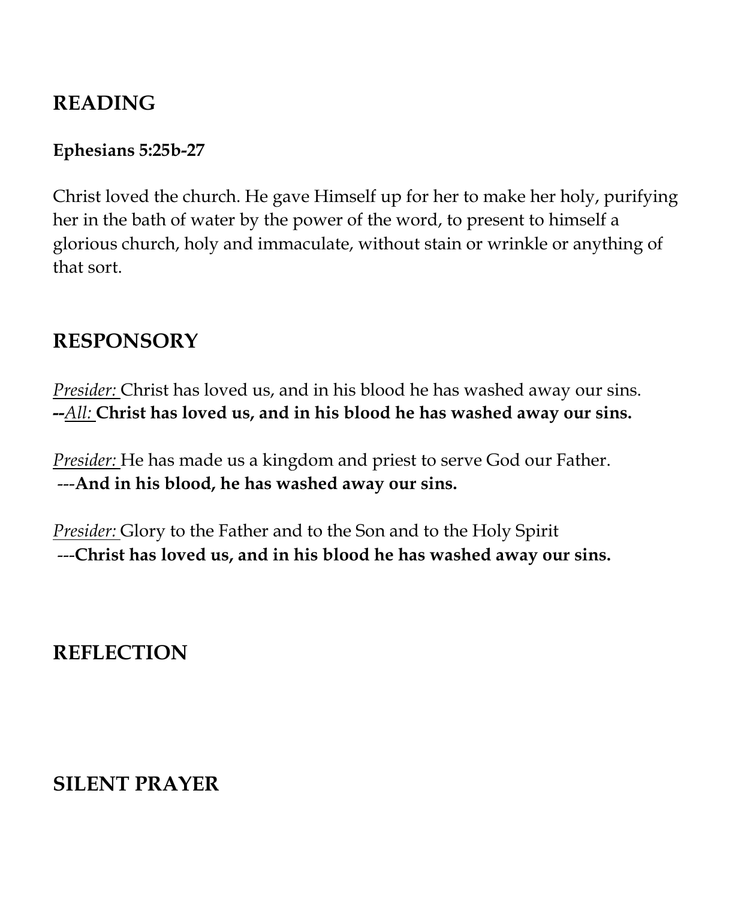## READING

**Ephesians 5:25b-27**

Christ loved the church. He gave Himself up for her to make her holy, purifying her in the bath of water by the power of the word, to present to himself a glorious church, holy and immaculate, without stain or wrinkle or anything of that sort.

## RESPONSORY

*Presider:* Christ has loved us, and in his blood he has washed away our sins.
**--*All:* Christ has loved us, and in his blood he has washed away our sins.**

*Presider:* He has made us a kingdom and priest to serve God our Father.
---**And in his blood, he has washed away our sins.**

*Presider:* Glory to the Father and to the Son and to the Holy Spirit
---**Christ has loved us, and in his blood he has washed away our sins.**

## REFLECTION

## SILENT PRAYER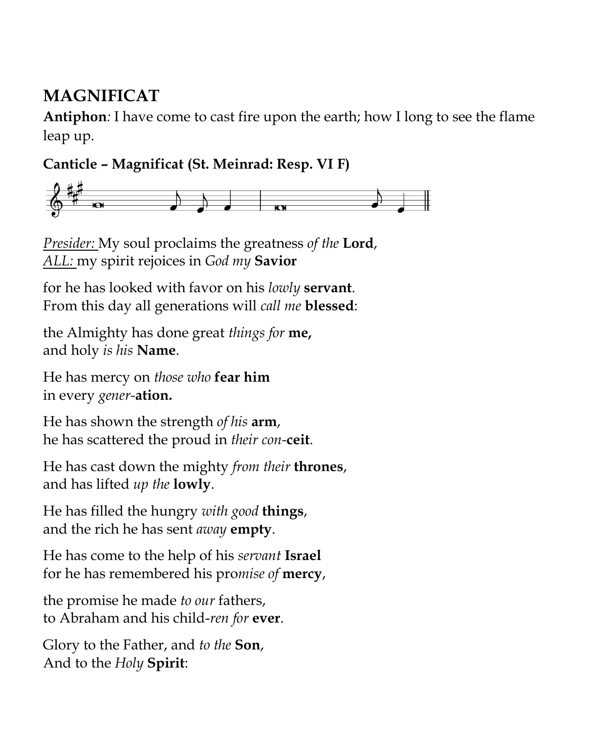## MAGNIFICAT

**Antiphon**: I have come to cast fire upon the earth; how I long to see the flame leap up.

**Canticle – Magnificat (St. Meinrad: Resp. VI F)**

<u>Presider:</u> My soul proclaims the greatness *of the* **Lord**,
<u>ALL:</u> my spirit rejoices in *God my* **Savior**

for he has looked with favor on his *lowly* **servant**.
From this day all generations will *call me* **blessed**:

the Almighty has done great *things for* **me,**
and holy *is his* **Name**.

He has mercy on *those who* **fear him**
in every *gener-***ation.**

He has shown the strength *of his* **arm**,
he has scattered the proud in *their con-***ceit**.

He has cast down the mighty *from their* **thrones**,
and has lifted *up the* **lowly**.

He has filled the hungry *with good* **things**,
and the rich he has sent *away* **empty**.

He has come to the help of his *servant* **Israel**
for he has remembered his pro*mise of* **mercy**,

the promise he made *to our* fathers,
to Abraham and his child-*ren for* **ever**.

Glory to the Father, and *to the* **Son**,
And to the *Holy* **Spirit**: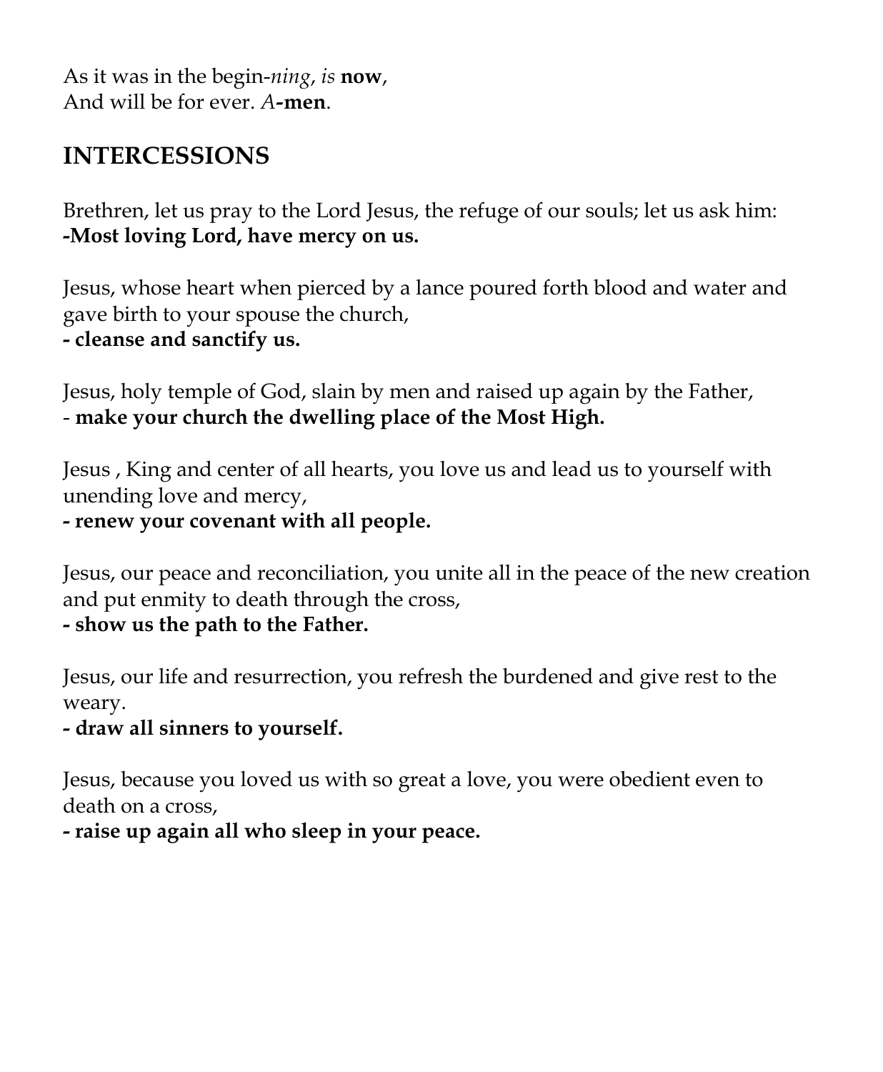As it was in the begin-*ning*, *is* **now**,
And will be for ever. *A***-men**.

## INTERCESSIONS

Brethren, let us pray to the Lord Jesus, the refuge of our souls; let us ask him:
**-Most loving Lord, have mercy on us.**

Jesus, whose heart when pierced by a lance poured forth blood and water and gave birth to your spouse the church,
**- cleanse and sanctify us.**

Jesus, holy temple of God, slain by men and raised up again by the Father,
- **make your church the dwelling place of the Most High.**

Jesus , King and center of all hearts, you love us and lead us to yourself with unending love and mercy,
**- renew your covenant with all people.**

Jesus, our peace and reconciliation, you unite all in the peace of the new creation and put enmity to death through the cross,
**- show us the path to the Father.**

Jesus, our life and resurrection, you refresh the burdened and give rest to the weary.
**- draw all sinners to yourself.**

Jesus, because you loved us with so great a love, you were obedient even to death on a cross,
**- raise up again all who sleep in your peace.**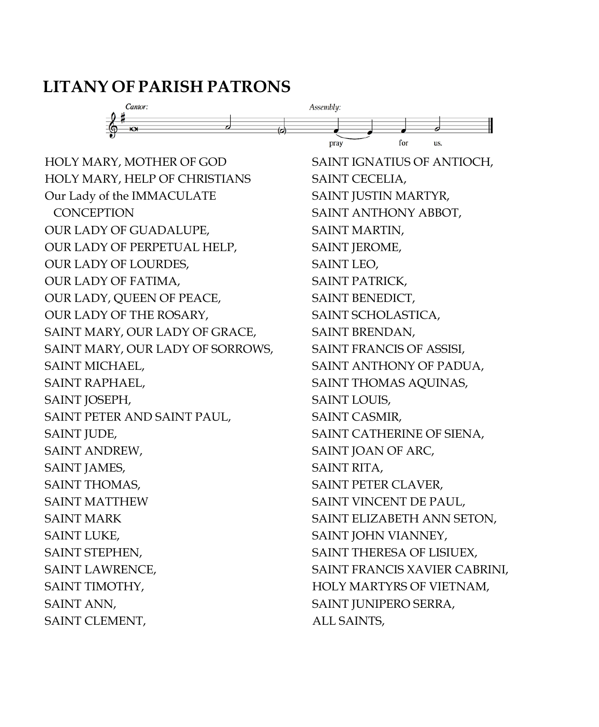# LITANY OF PARISH PATRONS

*Cantor:* *Assembly:* pray for us.

HOLY MARY, MOTHER OF GOD
HOLY MARY, HELP OF CHRISTIANS
Our Lady of the IMMACULATE CONCEPTION
OUR LADY OF GUADALUPE,
OUR LADY OF PERPETUAL HELP,
OUR LADY OF LOURDES,
OUR LADY OF FATIMA,
OUR LADY, QUEEN OF PEACE,
OUR LADY OF THE ROSARY,
SAINT MARY, OUR LADY OF GRACE,
SAINT MARY, OUR LADY OF SORROWS,
SAINT MICHAEL,
SAINT RAPHAEL,
SAINT JOSEPH,
SAINT PETER AND SAINT PAUL,
SAINT JUDE,
SAINT ANDREW,
SAINT JAMES,
SAINT THOMAS,
SAINT MATTHEW
SAINT MARK
SAINT LUKE,
SAINT STEPHEN,
SAINT LAWRENCE,
SAINT TIMOTHY,
SAINT ANN,
SAINT CLEMENT,
SAINT IGNATIUS OF ANTIOCH,
SAINT CECELIA,
SAINT JUSTIN MARTYR,
SAINT ANTHONY ABBOT,
SAINT MARTIN,
SAINT JEROME,
SAINT LEO,
SAINT PATRICK,
SAINT BENEDICT,
SAINT SCHOLASTICA,
SAINT BRENDAN,
SAINT FRANCIS OF ASSISI,
SAINT ANTHONY OF PADUA,
SAINT THOMAS AQUINAS,
SAINT LOUIS,
SAINT CASMIR,
SAINT CATHERINE OF SIENA,
SAINT JOAN OF ARC,
SAINT RITA,
SAINT PETER CLAVER,
SAINT VINCENT DE PAUL,
SAINT ELIZABETH ANN SETON,
SAINT JOHN VIANNEY,
SAINT THERESA OF LISIUEX,
SAINT FRANCIS XAVIER CABRINI,
HOLY MARTYRS OF VIETNAM,
SAINT JUNIPERO SERRA,
ALL SAINTS,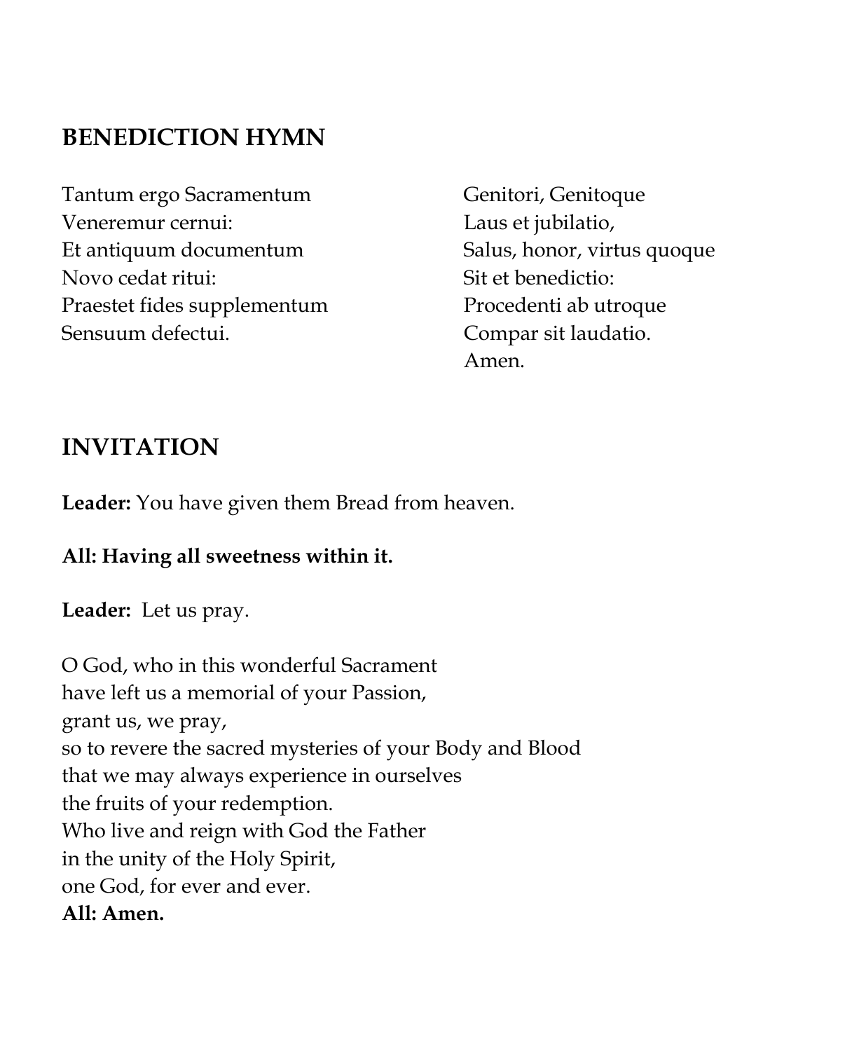## BENEDICTION HYMN

Tantum ergo Sacramentum
Veneremur cernui:
Et antiquum documentum
Novo cedat ritui:
Praestet fides supplementum
Sensuum defectui.

Genitori, Genitoque
Laus et jubilatio,
Salus, honor, virtus quoque
Sit et benedictio:
Procedenti ab utroque
Compar sit laudatio.
Amen.

## INVITATION

**Leader:** You have given them Bread from heaven.

**All: Having all sweetness within it.**

**Leader:** Let us pray.

O God, who in this wonderful Sacrament
have left us a memorial of your Passion,
grant us, we pray,
so to revere the sacred mysteries of your Body and Blood
that we may always experience in ourselves
the fruits of your redemption.
Who live and reign with God the Father
in the unity of the Holy Spirit,
one God, for ever and ever.
**All: Amen.**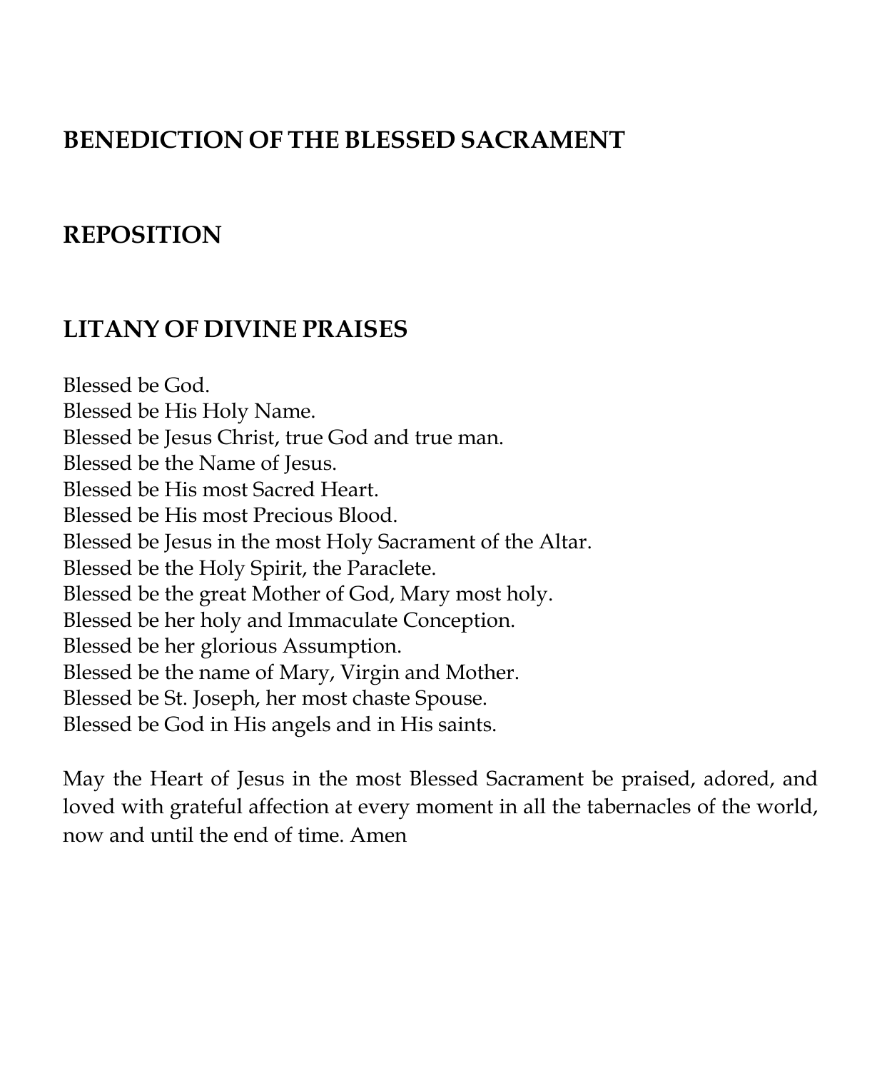## BENEDICTION OF THE BLESSED SACRAMENT

## REPOSITION

## LITANY OF DIVINE PRAISES

Blessed be God.
Blessed be His Holy Name.
Blessed be Jesus Christ, true God and true man.
Blessed be the Name of Jesus.
Blessed be His most Sacred Heart.
Blessed be His most Precious Blood.
Blessed be Jesus in the most Holy Sacrament of the Altar.
Blessed be the Holy Spirit, the Paraclete.
Blessed be the great Mother of God, Mary most holy.
Blessed be her holy and Immaculate Conception.
Blessed be her glorious Assumption.
Blessed be the name of Mary, Virgin and Mother.
Blessed be St. Joseph, her most chaste Spouse.
Blessed be God in His angels and in His saints.

May the Heart of Jesus in the most Blessed Sacrament be praised, adored, and loved with grateful affection at every moment in all the tabernacles of the world, now and until the end of time. Amen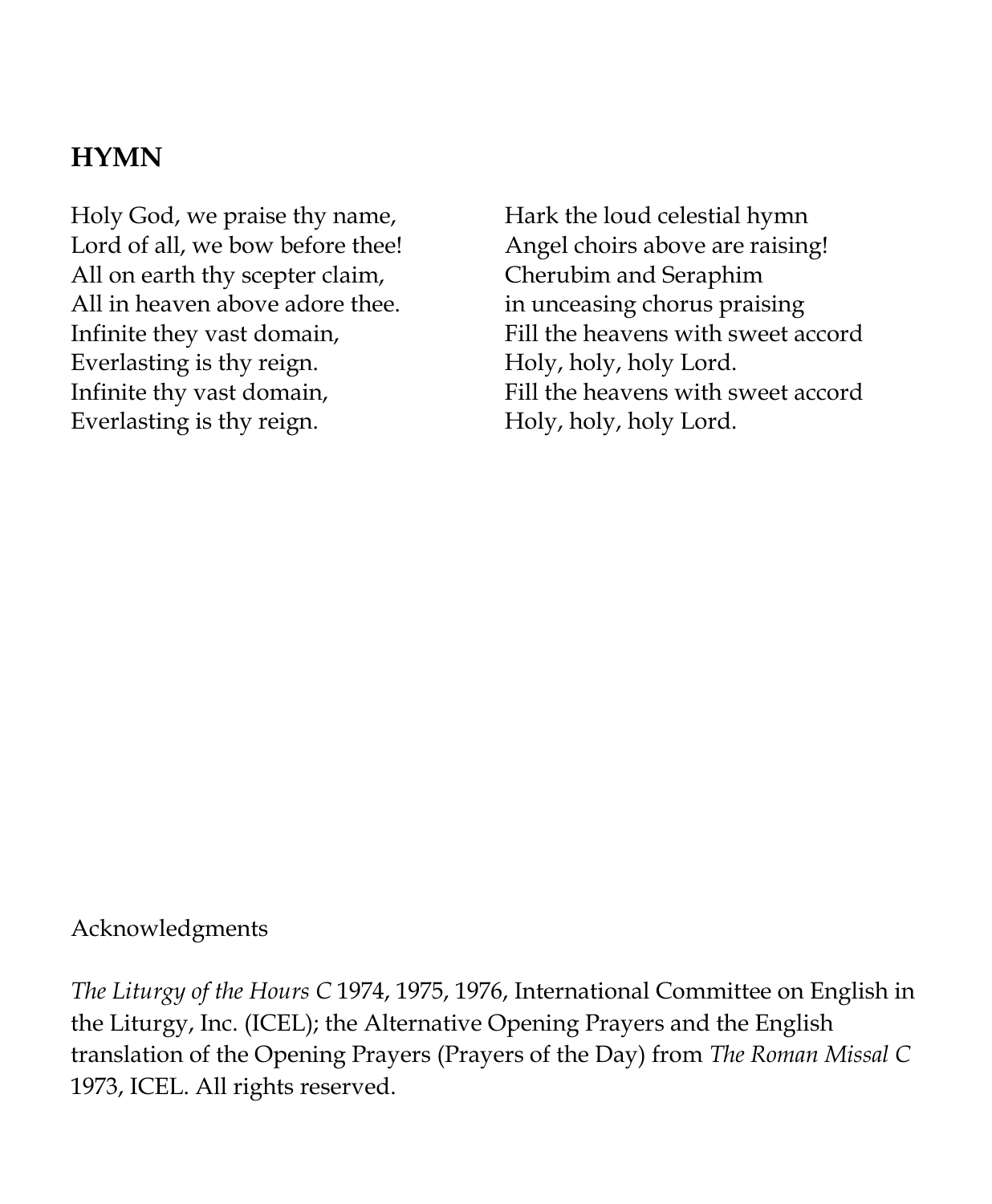## HYMN

Holy God, we praise thy name,
Lord of all, we bow before thee!
All on earth thy scepter claim,
All in heaven above adore thee.
Infinite they vast domain,
Everlasting is thy reign.
Infinite thy vast domain,
Everlasting is thy reign.

Hark the loud celestial hymn
Angel choirs above are raising!
Cherubim and Seraphim
in unceasing chorus praising
Fill the heavens with sweet accord
Holy, holy, holy Lord.
Fill the heavens with sweet accord
Holy, holy, holy Lord.

Acknowledgments

*The Liturgy of the Hours C* 1974, 1975, 1976, International Committee on English in the Liturgy, Inc. (ICEL); the Alternative Opening Prayers and the English translation of the Opening Prayers (Prayers of the Day) from *The Roman Missal C* 1973, ICEL. All rights reserved.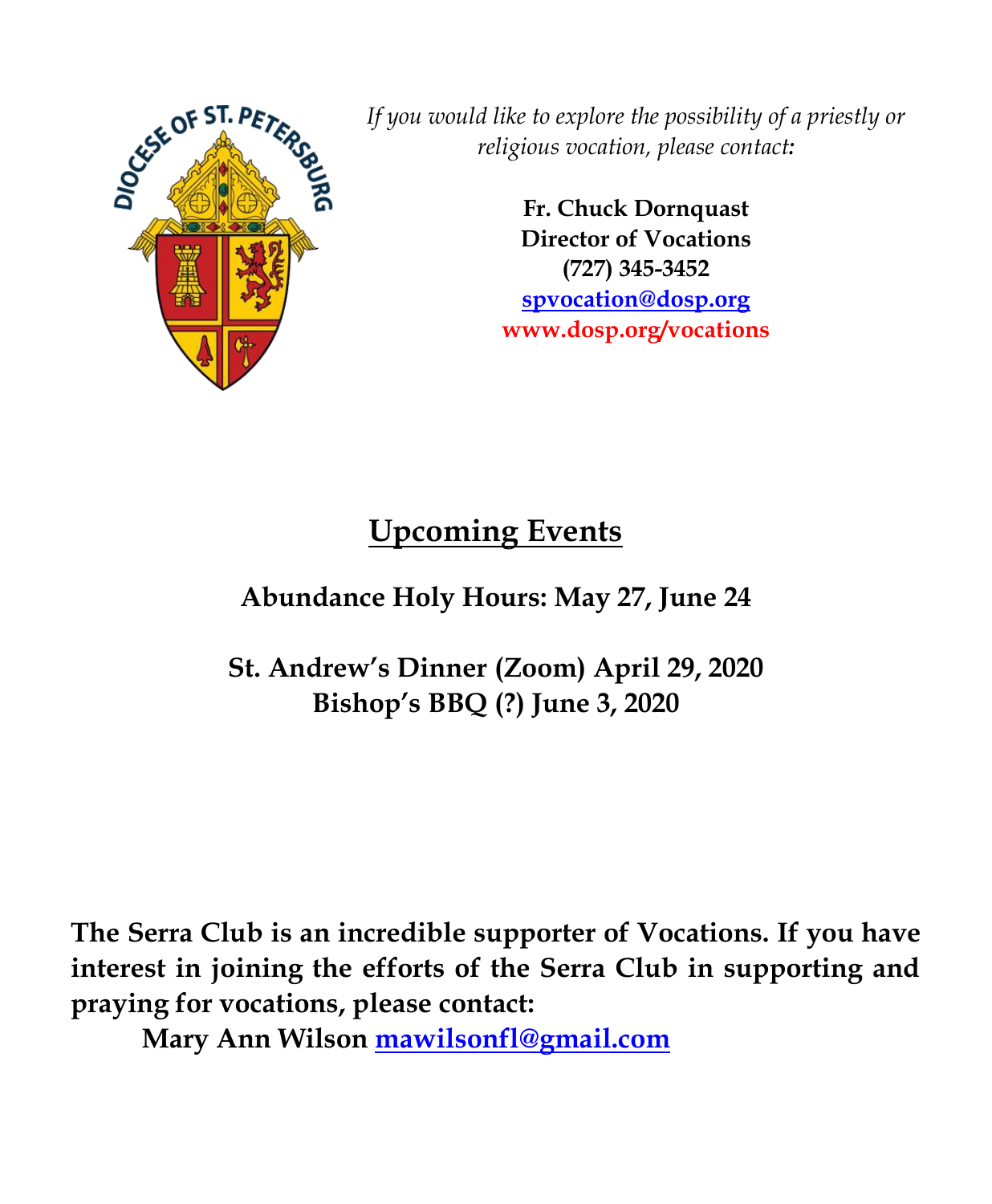*If you would like to explore the possibility of a priestly or religious vocation, please contact:*

**Fr. Chuck Dornquast**
**Director of Vocations**
**(727) 345-3452**
**spvocation@dosp.org**
**www.dosp.org/vocations**

## Upcoming Events

**Abundance Holy Hours: May 27, June 24**

**St. Andrew's Dinner (Zoom) April 29, 2020**
**Bishop's BBQ (?) June 3, 2020**

**The Serra Club is an incredible supporter of Vocations. If you have interest in joining the efforts of the Serra Club in supporting and praying for vocations, please contact:**
**Mary Ann Wilson mawilsonfl@gmail.com**